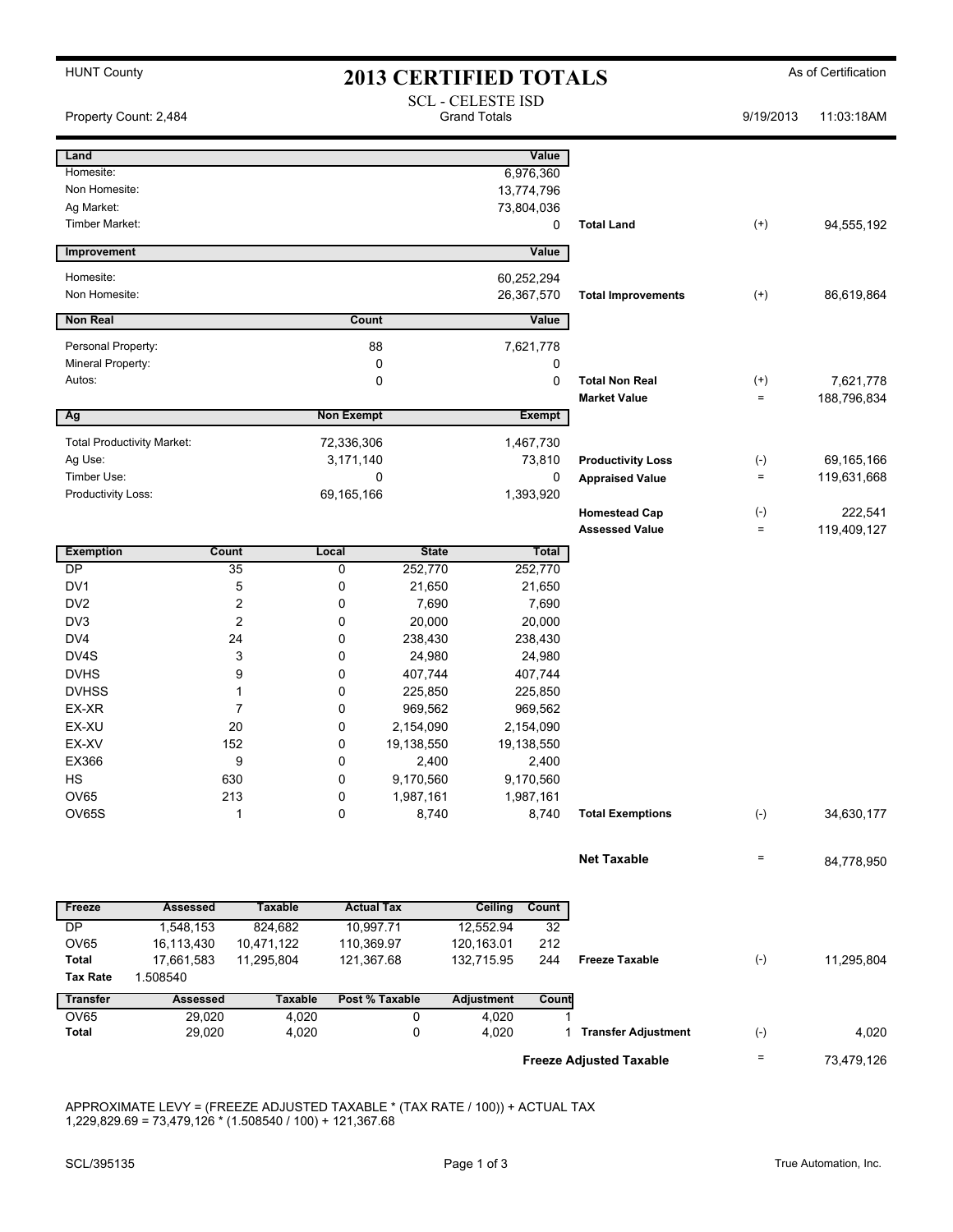HUNT County

# 2013 CERTIFIED TOTALS

As of Certification

SCL - CELESTE ISD
Grand Totals

Property Count: 2,484

9/19/2013 11:03:18AM

| Land | Value | | | |
|---|---|---|---|---|
| Homesite: | 6,976,360 | | | |
| Non Homesite: | 13,774,796 | | | |
| Ag Market: | 73,804,036 | | | |
| Timber Market: | 0 | Total Land | (+) | 94,555,192 |

| Improvement | Value | | | |
|---|---|---|---|---|
| Homesite: | 60,252,294 | | | |
| Non Homesite: | 26,367,570 | Total Improvements | (+) | 86,619,864 |

| Non Real | Count | Value | | | |
|---|---|---|---|---|---|
| Personal Property: | 88 | 7,621,778 | | | |
| Mineral Property: | 0 | 0 | | | |
| Autos: | 0 | 0 | Total Non Real | (+) | 7,621,778 |
| | | | Market Value | = | 188,796,834 |

| Ag | Non Exempt | Exempt | | | |
|---|---|---|---|---|---|
| Total Productivity Market: | 72,336,306 | 1,467,730 | | | |
| Ag Use: | 3,171,140 | 73,810 | Productivity Loss | (-) | 69,165,166 |
| Timber Use: | 0 | 0 | Appraised Value | = | 119,631,668 |
| Productivity Loss: | 69,165,166 | 1,393,920 | | | |
| | | | Homestead Cap | (-) | 222,541 |
| | | | Assessed Value | = | 119,409,127 |

| Exemption | Count | Local | State | Total | | | |
|---|---|---|---|---|---|---|---|
| DP | 35 | 0 | 252,770 | 252,770 | | | |
| DV1 | 5 | 0 | 21,650 | 21,650 | | | |
| DV2 | 2 | 0 | 7,690 | 7,690 | | | |
| DV3 | 2 | 0 | 20,000 | 20,000 | | | |
| DV4 | 24 | 0 | 238,430 | 238,430 | | | |
| DV4S | 3 | 0 | 24,980 | 24,980 | | | |
| DVHS | 9 | 0 | 407,744 | 407,744 | | | |
| DVHSS | 1 | 0 | 225,850 | 225,850 | | | |
| EX-XR | 7 | 0 | 969,562 | 969,562 | | | |
| EX-XU | 20 | 0 | 2,154,090 | 2,154,090 | | | |
| EX-XV | 152 | 0 | 19,138,550 | 19,138,550 | | | |
| EX366 | 9 | 0 | 2,400 | 2,400 | | | |
| HS | 630 | 0 | 9,170,560 | 9,170,560 | | | |
| OV65 | 213 | 0 | 1,987,161 | 1,987,161 | | | |
| OV65S | 1 | 0 | 8,740 | 8,740 | Total Exemptions | (-) | 34,630,177 |
| | | | | | Net Taxable | = | 84,778,950 |

| Freeze | Assessed | Taxable | Actual Tax | Ceiling | Count | | | |
|---|---|---|---|---|---|---|---|---|
| DP | 1,548,153 | 824,682 | 10,997.71 | 12,552.94 | 32 | | | |
| OV65 | 16,113,430 | 10,471,122 | 110,369.97 | 120,163.01 | 212 | | | |
| Total | 17,661,583 | 11,295,804 | 121,367.68 | 132,715.95 | 244 | Freeze Taxable | (-) | 11,295,804 |
| Tax Rate | 1.508540 | | | | | | | |

| Transfer | Assessed | Taxable | Post % Taxable | Adjustment | Count | | | |
|---|---|---|---|---|---|---|---|---|
| OV65 | 29,020 | 4,020 | 0 | 4,020 | 1 | | | |
| Total | 29,020 | 4,020 | 0 | 4,020 | 1 | Transfer Adjustment | (-) | 4,020 |
| | | | | | | Freeze Adjusted Taxable | = | 73,479,126 |

APPROXIMATE LEVY = (FREEZE ADJUSTED TAXABLE * (TAX RATE / 100)) + ACTUAL TAX
1,229,829.69 = 73,479,126 * (1.508540 / 100) + 121,367.68

SCL/395135

True Automation, Inc.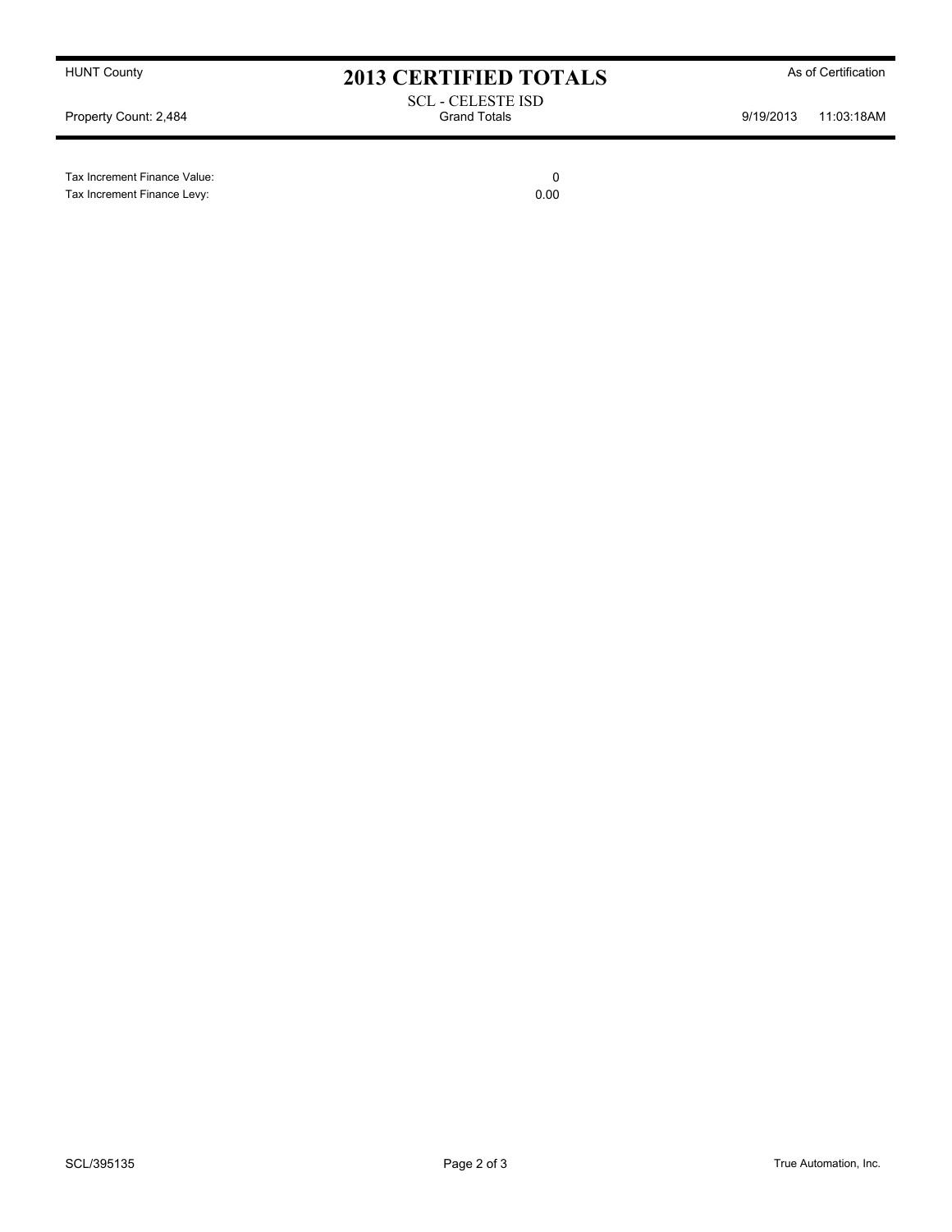| | |
|---|---|
| Tax Increment Finance Value: | 0 |
| Tax Increment Finance Levy: | 0.00 |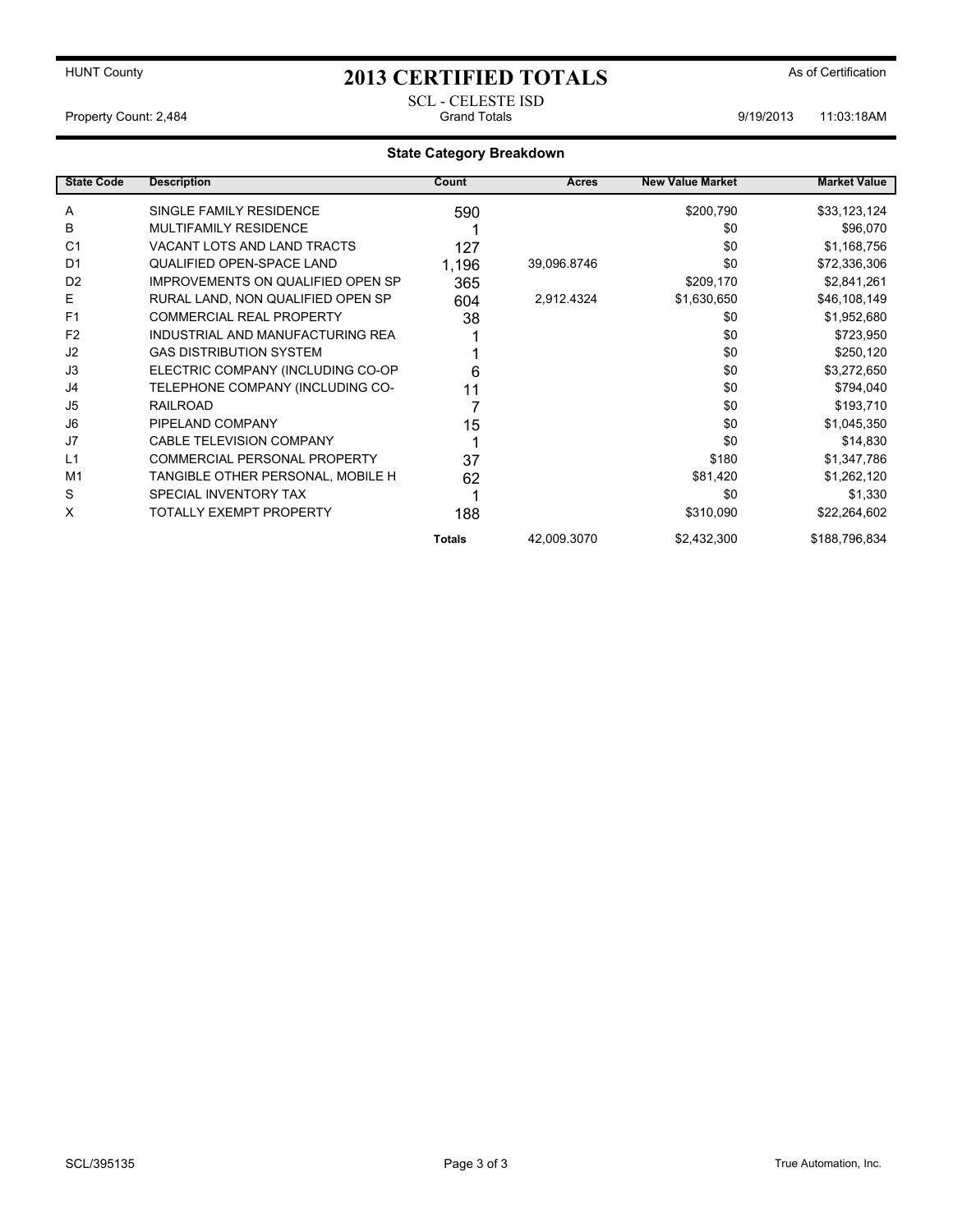HUNT County

# 2013 CERTIFIED TOTALS

As of Certification

SCL - CELESTE ISD

Grand Totals

Property Count: 2,484

9/19/2013 11:03:18AM

## State Category Breakdown

| State Code | Description | Count | Acres | New Value Market | Market Value |
|---|---|---|---|---|---|
| A | SINGLE FAMILY RESIDENCE | 590 | | $200,790 | $33,123,124 |
| B | MULTIFAMILY RESIDENCE | 1 | | $0 | $96,070 |
| C1 | VACANT LOTS AND LAND TRACTS | 127 | | $0 | $1,168,756 |
| D1 | QUALIFIED OPEN-SPACE LAND | 1,196 | 39,096.8746 | $0 | $72,336,306 |
| D2 | IMPROVEMENTS ON QUALIFIED OPEN SP | 365 | | $209,170 | $2,841,261 |
| E | RURAL LAND, NON QUALIFIED OPEN SP | 604 | 2,912.4324 | $1,630,650 | $46,108,149 |
| F1 | COMMERCIAL REAL PROPERTY | 38 | | $0 | $1,952,680 |
| F2 | INDUSTRIAL AND MANUFACTURING REA | 1 | | $0 | $723,950 |
| J2 | GAS DISTRIBUTION SYSTEM | 1 | | $0 | $250,120 |
| J3 | ELECTRIC COMPANY (INCLUDING CO-OP | 6 | | $0 | $3,272,650 |
| J4 | TELEPHONE COMPANY (INCLUDING CO- | 11 | | $0 | $794,040 |
| J5 | RAILROAD | 7 | | $0 | $193,710 |
| J6 | PIPELAND COMPANY | 15 | | $0 | $1,045,350 |
| J7 | CABLE TELEVISION COMPANY | 1 | | $0 | $14,830 |
| L1 | COMMERCIAL PERSONAL PROPERTY | 37 | | $180 | $1,347,786 |
| M1 | TANGIBLE OTHER PERSONAL, MOBILE H | 62 | | $81,420 | $1,262,120 |
| S | SPECIAL INVENTORY TAX | 1 | | $0 | $1,330 |
| X | TOTALLY EXEMPT PROPERTY | 188 | | $310,090 | $22,264,602 |
| | | **Totals** | 42,009.3070 | $2,432,300 | $188,796,834 |

SCL/395135

True Automation, Inc.